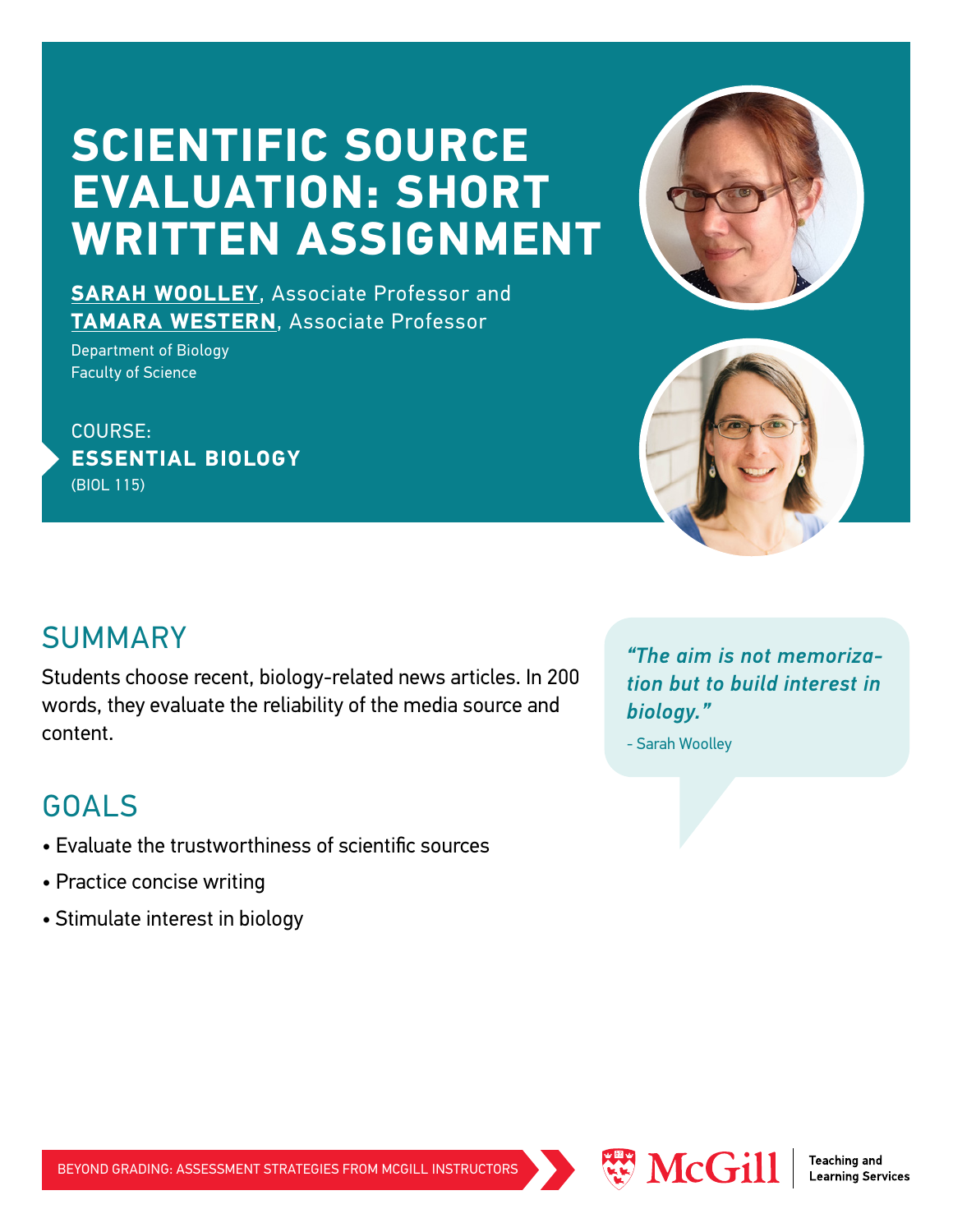# SCIENTIFIC SOURCE EVALUATION: SHORT WRITTEN ASSIGNMENT

**SARAH WOOLLEY**, Associate Professor and
**TAMARA WESTERN**, Associate Professor

Department of Biology
Faculty of Science

COURSE:
**ESSENTIAL BIOLOGY**
(BIOL 115)

## SUMMARY

Students choose recent, biology-related news articles. In 200 words, they evaluate the reliability of the media source and content.

> *"The aim is not memorization but to build interest in biology."*
>
> \- Sarah Woolley

## GOALS

- Evaluate the trustworthiness of scientific sources
- Practice concise writing
- Stimulate interest in biology

BEYOND GRADING: ASSESSMENT STRATEGIES FROM MCGILL INSTRUCTORS

McGill | Teaching and Learning Services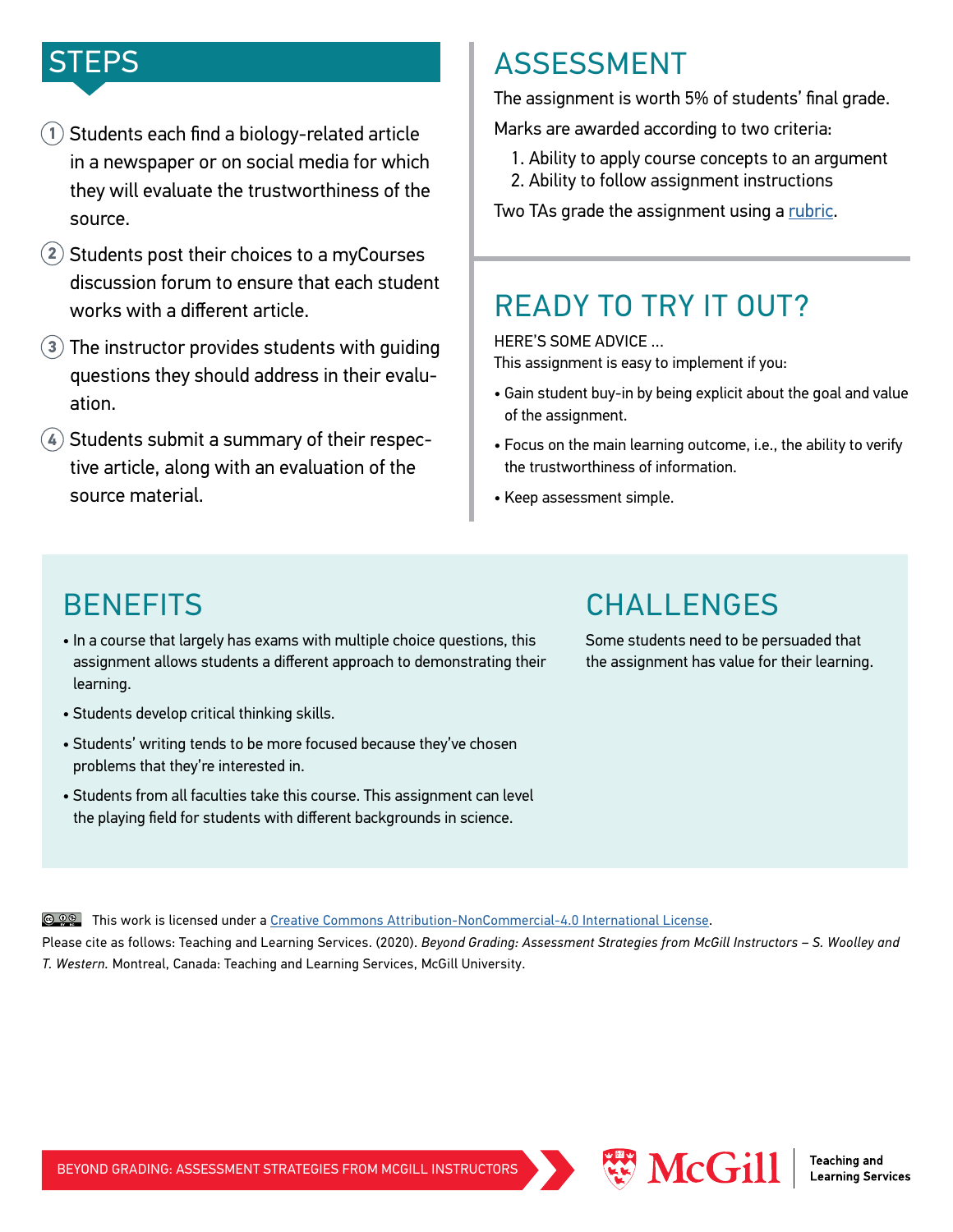## STEPS

1. Students each find a biology-related article in a newspaper or on social media for which they will evaluate the trustworthiness of the source.
2. Students post their choices to a myCourses discussion forum to ensure that each student works with a different article.
3. The instructor provides students with guiding questions they should address in their evaluation.
4. Students submit a summary of their respective article, along with an evaluation of the source material.

## ASSESSMENT

The assignment is worth 5% of students' final grade.

Marks are awarded according to two criteria:

1. Ability to apply course concepts to an argument
2. Ability to follow assignment instructions

Two TAs grade the assignment using a rubric.

## READY TO TRY IT OUT?

HERE'S SOME ADVICE ...

This assignment is easy to implement if you:

- Gain student buy-in by being explicit about the goal and value of the assignment.
- Focus on the main learning outcome, i.e., the ability to verify the trustworthiness of information.
- Keep assessment simple.

## BENEFITS

- In a course that largely has exams with multiple choice questions, this assignment allows students a different approach to demonstrating their learning.
- Students develop critical thinking skills.
- Students' writing tends to be more focused because they've chosen problems that they're interested in.
- Students from all faculties take this course. This assignment can level the playing field for students with different backgrounds in science.

## CHALLENGES

Some students need to be persuaded that the assignment has value for their learning.

This work is licensed under a Creative Commons Attribution-NonCommercial-4.0 International License.

Please cite as follows: Teaching and Learning Services. (2020). *Beyond Grading: Assessment Strategies from McGill Instructors – S. Woolley and T. Western.* Montreal, Canada: Teaching and Learning Services, McGill University.